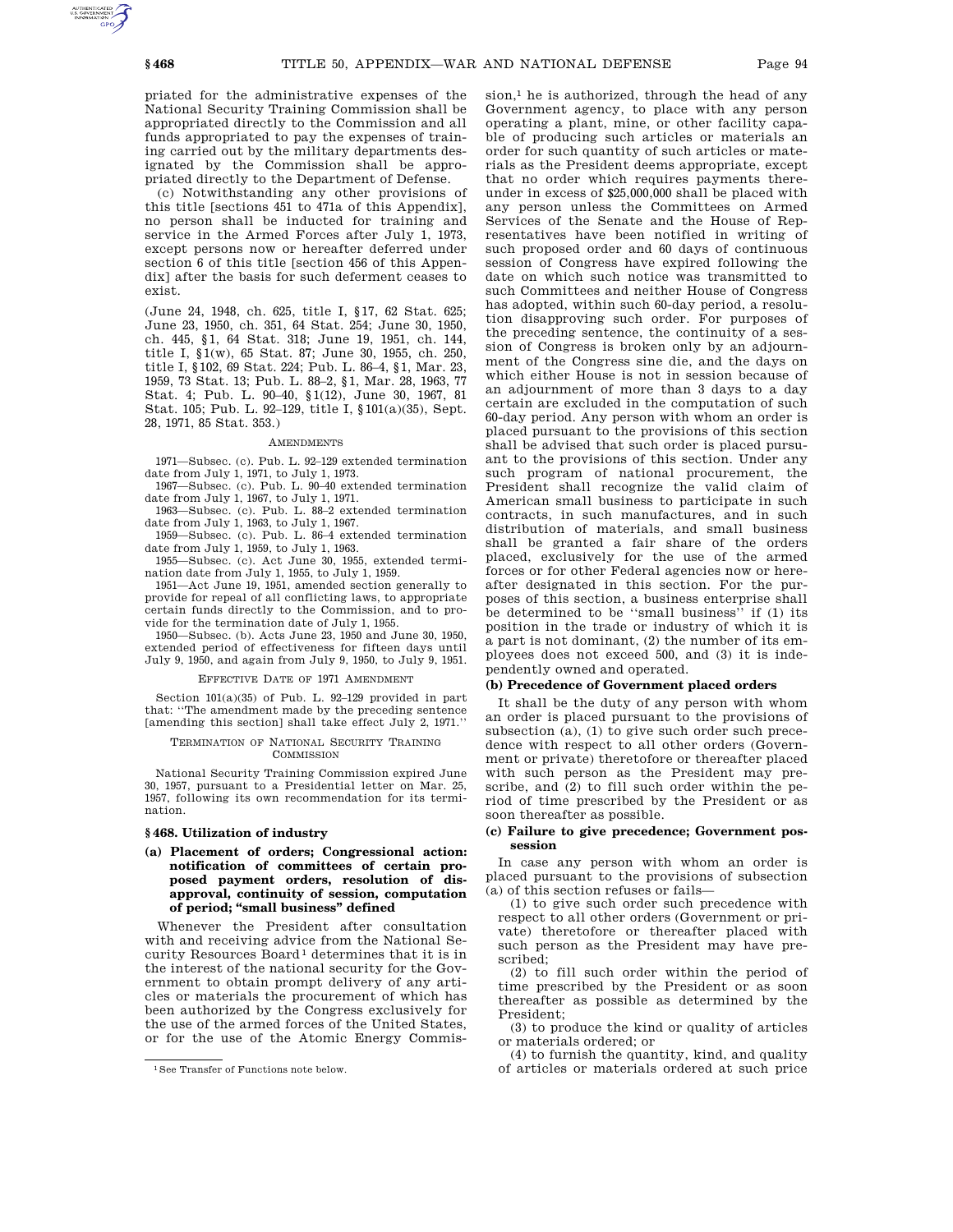priated for the administrative expenses of the National Security Training Commission shall be appropriated directly to the Commission and all funds appropriated to pay the expenses of training carried out by the military departments designated by the Commission shall be appropriated directly to the Department of Defense.

(c) Notwithstanding any other provisions of this title [sections 451 to 471a of this Appendix], no person shall be inducted for training and service in the Armed Forces after July 1, 1973, except persons now or hereafter deferred under section 6 of this title [section 456 of this Appendix] after the basis for such deferment ceases to exist.

(June 24, 1948, ch. 625, title I, §17, 62 Stat. 625; June 23, 1950, ch. 351, 64 Stat. 254; June 30, 1950, ch. 445, §1, 64 Stat. 318; June 19, 1951, ch. 144, title I, §1(w), 65 Stat. 87; June 30, 1955, ch. 250, title I, §102, 69 Stat. 224; Pub. L. 86–4, §1, Mar. 23, 1959, 73 Stat. 13; Pub. L. 88–2, §1, Mar. 28, 1963, 77 Stat. 4; Pub. L. 90–40, §1(12), June 30, 1967, 81 Stat. 105; Pub. L. 92–129, title I, §101(a)(35), Sept. 28, 1971, 85 Stat. 353.)

AMENDMENTS

1971—Subsec. (c). Pub. L. 92–129 extended termination date from July 1, 1971, to July 1, 1973.

1967—Subsec. (c). Pub. L. 90–40 extended termination date from July 1, 1967, to July 1, 1971.

1963—Subsec. (c). Pub. L. 88–2 extended termination date from July 1, 1963, to July 1, 1967.

1959—Subsec. (c). Pub. L. 86–4 extended termination date from July 1, 1959, to July 1, 1963.

1955—Subsec. (c). Act June 30, 1955, extended termination date from July 1, 1955, to July 1, 1959.

1951—Act June 19, 1951, amended section generally to provide for repeal of all conflicting laws, to appropriate certain funds directly to the Commission, and to provide for the termination date of July 1, 1955.

1950—Subsec. (b). Acts June 23, 1950 and June 30, 1950, extended period of effectiveness for fifteen days until July 9, 1950, and again from July 9, 1950, to July 9, 1951.

EFFECTIVE DATE OF 1971 AMENDMENT

Section 101(a)(35) of Pub. L. 92–129 provided in part that: ''The amendment made by the preceding sentence [amending this section] shall take effect July 2, 1971.''

TERMINATION OF NATIONAL SECURITY TRAINING COMMISSION

National Security Training Commission expired June 30, 1957, pursuant to a Presidential letter on Mar. 25, 1957, following its own recommendation for its termination.

## §468. Utilization of industry

### (a) Placement of orders; Congressional action: notification of committees of certain proposed payment orders, resolution of disapproval, continuity of session, computation of period; "small business" defined

Whenever the President after consultation with and receiving advice from the National Security Resources Board[1] determines that it is in the interest of the national security for the Government to obtain prompt delivery of any articles or materials the procurement of which has been authorized by the Congress exclusively for the use of the armed forces of the United States, or for the use of the Atomic Energy Commission,[1] he is authorized, through the head of any Government agency, to place with any person operating a plant, mine, or other facility capable of producing such articles or materials an order for such quantity of such articles or materials as the President deems appropriate, except that no order which requires payments thereunder in excess of $25,000,000 shall be placed with any person unless the Committees on Armed Services of the Senate and the House of Representatives have been notified in writing of such proposed order and 60 days of continuous session of Congress have expired following the date on which such notice was transmitted to such Committees and neither House of Congress has adopted, within such 60-day period, a resolution disapproving such order. For purposes of the preceding sentence, the continuity of a session of Congress is broken only by an adjournment of the Congress sine die, and the days on which either House is not in session because of an adjournment of more than 3 days to a day certain are excluded in the computation of such 60-day period. Any person with whom an order is placed pursuant to the provisions of this section shall be advised that such order is placed pursuant to the provisions of this section. Under any such program of national procurement, the President shall recognize the valid claim of American small business to participate in such contracts, in such manufactures, and in such distribution of materials, and small business shall be granted a fair share of the orders placed, exclusively for the use of the armed forces or for other Federal agencies now or hereafter designated in this section. For the purposes of this section, a business enterprise shall be determined to be ''small business'' if (1) its position in the trade or industry of which it is a part is not dominant, (2) the number of its employees does not exceed 500, and (3) it is independently owned and operated.

### (b) Precedence of Government placed orders

It shall be the duty of any person with whom an order is placed pursuant to the provisions of subsection (a), (1) to give such order such precedence with respect to all other orders (Government or private) theretofore or thereafter placed with such person as the President may prescribe, and (2) to fill such order within the period of time prescribed by the President or as soon thereafter as possible.

### (c) Failure to give precedence; Government possession

In case any person with whom an order is placed pursuant to the provisions of subsection (a) of this section refuses or fails—

(1) to give such order such precedence with respect to all other orders (Government or private) theretofore or thereafter placed with such person as the President may have prescribed;

(2) to fill such order within the period of time prescribed by the President or as soon thereafter as possible as determined by the President;

(3) to produce the kind or quality of articles or materials ordered; or

(4) to furnish the quantity, kind, and quality of articles or materials ordered at such price

[1] See Transfer of Functions note below.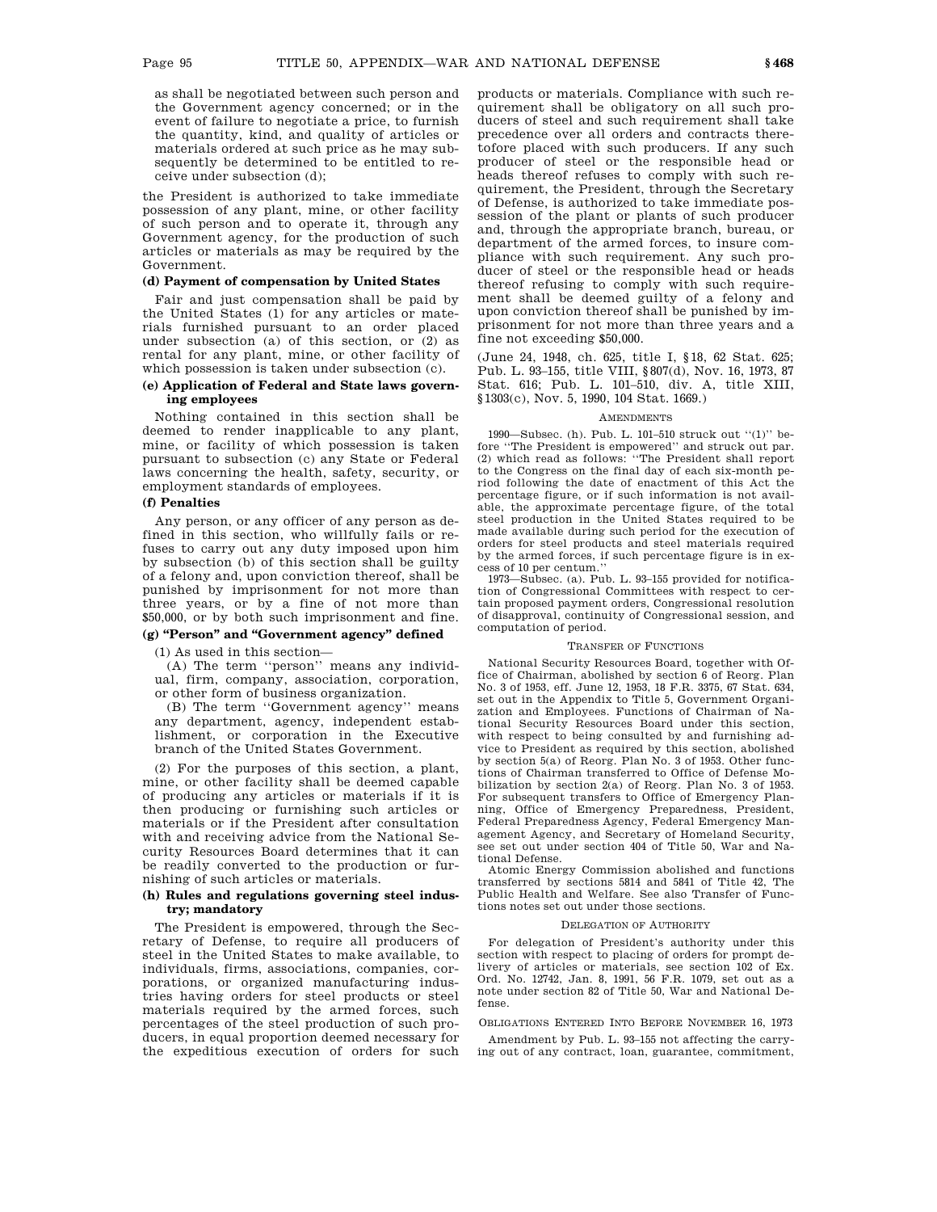as shall be negotiated between such person and the Government agency concerned; or in the event of failure to negotiate a price, to furnish the quantity, kind, and quality of articles or materials ordered at such price as he may subsequently be determined to be entitled to receive under subsection (d);

the President is authorized to take immediate possession of any plant, mine, or other facility of such person and to operate it, through any Government agency, for the production of such articles or materials as may be required by the Government.

**(d) Payment of compensation by United States**

Fair and just compensation shall be paid by the United States (1) for any articles or materials furnished pursuant to an order placed under subsection (a) of this section, or (2) as rental for any plant, mine, or other facility of which possession is taken under subsection (c).

**(e) Application of Federal and State laws governing employees**

Nothing contained in this section shall be deemed to render inapplicable to any plant, mine, or facility of which possession is taken pursuant to subsection (c) any State or Federal laws concerning the health, safety, security, or employment standards of employees.

**(f) Penalties**

Any person, or any officer of any person as defined in this section, who willfully fails or refuses to carry out any duty imposed upon him by subsection (b) of this section shall be guilty of a felony and, upon conviction thereof, shall be punished by imprisonment for not more than three years, or by a fine of not more than $50,000, or by both such imprisonment and fine.

**(g) "Person" and "Government agency" defined**

(1) As used in this section—

(A) The term ''person'' means any individual, firm, company, association, corporation, or other form of business organization.

(B) The term ''Government agency'' means any department, agency, independent establishment, or corporation in the Executive branch of the United States Government.

(2) For the purposes of this section, a plant, mine, or other facility shall be deemed capable of producing any articles or materials if it is then producing or furnishing such articles or materials or if the President after consultation with and receiving advice from the National Security Resources Board determines that it can be readily converted to the production or furnishing of such articles or materials.

**(h) Rules and regulations governing steel industry; mandatory**

The President is empowered, through the Secretary of Defense, to require all producers of steel in the United States to make available, to individuals, firms, associations, companies, corporations, or organized manufacturing industries having orders for steel products or steel materials required by the armed forces, such percentages of the steel production of such producers, in equal proportion deemed necessary for the expeditious execution of orders for such products or materials. Compliance with such requirement shall be obligatory on all such producers of steel and such requirement shall take precedence over all orders and contracts theretofore placed with such producers. If any such producer of steel or the responsible head or heads thereof refuses to comply with such requirement, the President, through the Secretary of Defense, is authorized to take immediate possession of the plant or plants of such producer and, through the appropriate branch, bureau, or department of the armed forces, to insure compliance with such requirement. Any such producer of steel or the responsible head or heads thereof refusing to comply with such requirement shall be deemed guilty of a felony and upon conviction thereof shall be punished by imprisonment for not more than three years and a fine not exceeding $50,000.

(June 24, 1948, ch. 625, title I, §18, 62 Stat. 625; Pub. L. 93–155, title VIII, §807(d), Nov. 16, 1973, 87 Stat. 616; Pub. L. 101–510, div. A, title XIII, §1303(c), Nov. 5, 1990, 104 Stat. 1669.)

AMENDMENTS

1990—Subsec. (h). Pub. L. 101–510 struck out ''(1)'' before ''The President is empowered'' and struck out par. (2) which read as follows: ''The President shall report to the Congress on the final day of each six-month period following the date of enactment of this Act the percentage figure, or if such information is not available, the approximate percentage figure, of the total steel production in the United States required to be made available during such period for the execution of orders for steel products and steel materials required by the armed forces, if such percentage figure is in excess of 10 per centum.''

1973—Subsec. (a). Pub. L. 93–155 provided for notification of Congressional Committees with respect to certain proposed payment orders, Congressional resolution of disapproval, continuity of Congressional session, and computation of period.

TRANSFER OF FUNCTIONS

National Security Resources Board, together with Office of Chairman, abolished by section 6 of Reorg. Plan No. 3 of 1953, eff. June 12, 1953, 18 F.R. 3375, 67 Stat. 634, set out in the Appendix to Title 5, Government Organization and Employees. Functions of Chairman of National Security Resources Board under this section, with respect to being consulted by and furnishing advice to President as required by this section, abolished by section 5(a) of Reorg. Plan No. 3 of 1953. Other functions of Chairman transferred to Office of Defense Mobilization by section 2(a) of Reorg. Plan No. 3 of 1953. For subsequent transfers to Office of Emergency Planning, Office of Emergency Preparedness, President, Federal Preparedness Agency, Federal Emergency Management Agency, and Secretary of Homeland Security, see set out under section 404 of Title 50, War and National Defense.

Atomic Energy Commission abolished and functions transferred by sections 5814 and 5841 of Title 42, The Public Health and Welfare. See also Transfer of Functions notes set out under those sections.

DELEGATION OF AUTHORITY

For delegation of President's authority under this section with respect to placing of orders for prompt delivery of articles or materials, see section 102 of Ex. Ord. No. 12742, Jan. 8, 1991, 56 F.R. 1079, set out as a note under section 82 of Title 50, War and National Defense.

OBLIGATIONS ENTERED INTO BEFORE NOVEMBER 16, 1973

Amendment by Pub. L. 93–155 not affecting the carrying out of any contract, loan, guarantee, commitment,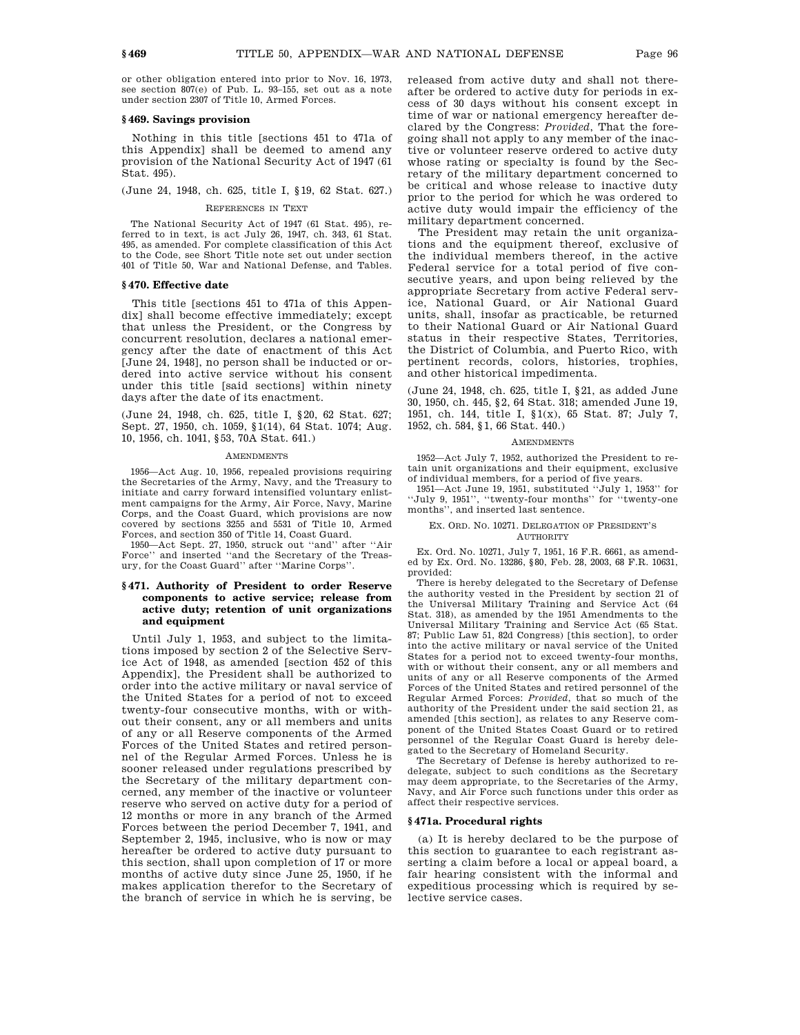or other obligation entered into prior to Nov. 16, 1973, see section 807(e) of Pub. L. 93–155, set out as a note under section 2307 of Title 10, Armed Forces.

### § 469. Savings provision

Nothing in this title [sections 451 to 471a of this Appendix] shall be deemed to amend any provision of the National Security Act of 1947 (61 Stat. 495).

(June 24, 1948, ch. 625, title I, § 19, 62 Stat. 627.)

REFERENCES IN TEXT

The National Security Act of 1947 (61 Stat. 495), referred to in text, is act July 26, 1947, ch. 343, 61 Stat. 495, as amended. For complete classification of this Act to the Code, see Short Title note set out under section 401 of Title 50, War and National Defense, and Tables.

### § 470. Effective date

This title [sections 451 to 471a of this Appendix] shall become effective immediately; except that unless the President, or the Congress by concurrent resolution, declares a national emergency after the date of enactment of this Act [June 24, 1948], no person shall be inducted or ordered into active service without his consent under this title [said sections] within ninety days after the date of its enactment.

(June 24, 1948, ch. 625, title I, § 20, 62 Stat. 627; Sept. 27, 1950, ch. 1059, § 1(14), 64 Stat. 1074; Aug. 10, 1956, ch. 1041, § 53, 70A Stat. 641.)

AMENDMENTS

1956—Act Aug. 10, 1956, repealed provisions requiring the Secretaries of the Army, Navy, and the Treasury to initiate and carry forward intensified voluntary enlistment campaigns for the Army, Air Force, Navy, Marine Corps, and the Coast Guard, which provisions are now covered by sections 3255 and 5531 of Title 10, Armed Forces, and section 350 of Title 14, Coast Guard.

1950—Act Sept. 27, 1950, struck out ''and'' after ''Air Force'' and inserted ''and the Secretary of the Treasury, for the Coast Guard'' after ''Marine Corps''.

### § 471. Authority of President to order Reserve components to active service; release from active duty; retention of unit organizations and equipment

Until July 1, 1953, and subject to the limitations imposed by section 2 of the Selective Service Act of 1948, as amended [section 452 of this Appendix], the President shall be authorized to order into the active military or naval service of the United States for a period of not to exceed twenty-four consecutive months, with or without their consent, any or all members and units of any or all Reserve components of the Armed Forces of the United States and retired personnel of the Regular Armed Forces. Unless he is sooner released under regulations prescribed by the Secretary of the military department concerned, any member of the inactive or volunteer reserve who served on active duty for a period of 12 months or more in any branch of the Armed Forces between the period December 7, 1941, and September 2, 1945, inclusive, who is now or may hereafter be ordered to active duty pursuant to this section, shall upon completion of 17 or more months of active duty since June 25, 1950, if he makes application therefor to the Secretary of the branch of service in which he is serving, be released from active duty and shall not thereafter be ordered to active duty for periods in excess of 30 days without his consent except in time of war or national emergency hereafter declared by the Congress: *Provided*, That the foregoing shall not apply to any member of the inactive or volunteer reserve ordered to active duty whose rating or specialty is found by the Secretary of the military department concerned to be critical and whose release to inactive duty prior to the period for which he was ordered to active duty would impair the efficiency of the military department concerned.

The President may retain the unit organizations and the equipment thereof, exclusive of the individual members thereof, in the active Federal service for a total period of five consecutive years, and upon being relieved by the appropriate Secretary from active Federal service, National Guard, or Air National Guard units, shall, insofar as practicable, be returned to their National Guard or Air National Guard status in their respective States, Territories, the District of Columbia, and Puerto Rico, with pertinent records, colors, histories, trophies, and other historical impedimenta.

(June 24, 1948, ch. 625, title I, § 21, as added June 30, 1950, ch. 445, § 2, 64 Stat. 318; amended June 19, 1951, ch. 144, title I, § 1(x), 65 Stat. 87; July 7, 1952, ch. 584, § 1, 66 Stat. 440.)

AMENDMENTS

1952—Act July 7, 1952, authorized the President to retain unit organizations and their equipment, exclusive of individual members, for a period of five years.

1951—Act June 19, 1951, substituted ''July 1, 1953'' for ''July 9, 1951'', ''twenty-four months'' for ''twenty-one months'', and inserted last sentence.

EX. ORD. NO. 10271. DELEGATION OF PRESIDENT'S AUTHORITY

Ex. Ord. No. 10271, July 7, 1951, 16 F.R. 6661, as amended by Ex. Ord. No. 13286, § 80, Feb. 28, 2003, 68 F.R. 10631, provided:

There is hereby delegated to the Secretary of Defense the authority vested in the President by section 21 of the Universal Military Training and Service Act (64 Stat. 318), as amended by the 1951 Amendments to the Universal Military Training and Service Act (65 Stat. 87; Public Law 51, 82d Congress) [this section], to order into the active military or naval service of the United States for a period not to exceed twenty-four months, with or without their consent, any or all members and units of any or all Reserve components of the Armed Forces of the United States and retired personnel of the Regular Armed Forces: *Provided*, that so much of the authority of the President under the said section 21, as amended [this section], as relates to any Reserve component of the United States Coast Guard or to retired personnel of the Regular Coast Guard is hereby delegated to the Secretary of Homeland Security.

The Secretary of Defense is hereby authorized to redelegate, subject to such conditions as the Secretary may deem appropriate, to the Secretaries of the Army, Navy, and Air Force such functions under this order as affect their respective services.

### § 471a. Procedural rights

(a) It is hereby declared to be the purpose of this section to guarantee to each registrant asserting a claim before a local or appeal board, a fair hearing consistent with the informal and expeditious processing which is required by selective service cases.